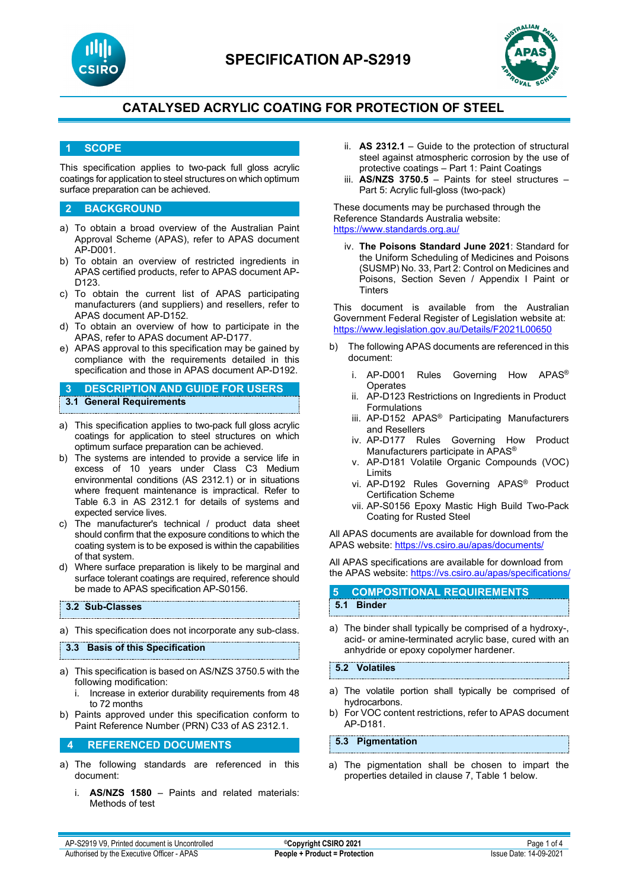# SPECIFICATION AP-S2919

## CATALYSED ACRYLIC COATING FOR PROTECTION OF STEEL

## 1 SCOPE

This specification applies to two-pack full gloss acrylic coatings for application to steel structures on which optimum surface preparation can be achieved.

## 2 BACKGROUND

a) To obtain a broad overview of the Australian Paint Approval Scheme (APAS), refer to APAS document AP-D001.
b) To obtain an overview of restricted ingredients in APAS certified products, refer to APAS document AP-D123.
c) To obtain the current list of APAS participating manufacturers (and suppliers) and resellers, refer to APAS document AP-D152.
d) To obtain an overview of how to participate in the APAS, refer to APAS document AP-D177.
e) APAS approval to this specification may be gained by compliance with the requirements detailed in this specification and those in APAS document AP-D192.

## 3 DESCRIPTION AND GUIDE FOR USERS

### 3.1 General Requirements

a) This specification applies to two-pack full gloss acrylic coatings for application to steel structures on which optimum surface preparation can be achieved.
b) The systems are intended to provide a service life in excess of 10 years under Class C3 Medium environmental conditions (AS 2312.1) or in situations where frequent maintenance is impractical. Refer to Table 6.3 in AS 2312.1 for details of systems and expected service lives.
c) The manufacturer's technical / product data sheet should confirm that the exposure conditions to which the coating system is to be exposed is within the capabilities of that system.
d) Where surface preparation is likely to be marginal and surface tolerant coatings are required, reference should be made to APAS specification AP-S0156.

### 3.2 Sub-Classes

a) This specification does not incorporate any sub-class.

### 3.3 Basis of this Specification

a) This specification is based on AS/NZS 3750.5 with the following modification:
   i. Increase in exterior durability requirements from 48 to 72 months
b) Paints approved under this specification conform to Paint Reference Number (PRN) C33 of AS 2312.1.

## 4 REFERENCED DOCUMENTS

a) The following standards are referenced in this document:

   i. **AS/NZS 1580** – Paints and related materials: Methods of test
   ii. **AS 2312.1** – Guide to the protection of structural steel against atmospheric corrosion by the use of protective coatings – Part 1: Paint Coatings
   iii. **AS/NZS 3750.5** – Paints for steel structures – Part 5: Acrylic full-gloss (two-pack)

These documents may be purchased through the Reference Standards Australia website: https://www.standards.org.au/

   iv. **The Poisons Standard June 2021**: Standard for the Uniform Scheduling of Medicines and Poisons (SUSMP) No. 33, Part 2: Control on Medicines and Poisons, Section Seven / Appendix I Paint or Tinters

This document is available from the Australian Government Federal Register of Legislation website at: https://www.legislation.gov.au/Details/F2021L00650

b) The following APAS documents are referenced in this document:

   i. AP-D001 Rules Governing How APAS® Operates
   ii. AP-D123 Restrictions on Ingredients in Product Formulations
   iii. AP-D152 APAS® Participating Manufacturers and Resellers
   iv. AP-D177 Rules Governing How Product Manufacturers participate in APAS®
   v. AP-D181 Volatile Organic Compounds (VOC) Limits
   vi. AP-D192 Rules Governing APAS® Product Certification Scheme
   vii. AP-S0156 Epoxy Mastic High Build Two-Pack Coating for Rusted Steel

All APAS documents are available for download from the APAS website: https://vs.csiro.au/apas/documents/

All APAS specifications are available for download from the APAS website: https://vs.csiro.au/apas/specifications/

## 5 COMPOSITIONAL REQUIREMENTS

### 5.1 Binder

a) The binder shall typically be comprised of a hydroxy-, acid- or amine-terminated acrylic base, cured with an anhydride or epoxy copolymer hardener.

### 5.2 Volatiles

a) The volatile portion shall typically be comprised of hydrocarbons.
b) For VOC content restrictions, refer to APAS document AP-D181.

### 5.3 Pigmentation

a) The pigmentation shall be chosen to impart the properties detailed in clause 7, Table 1 below.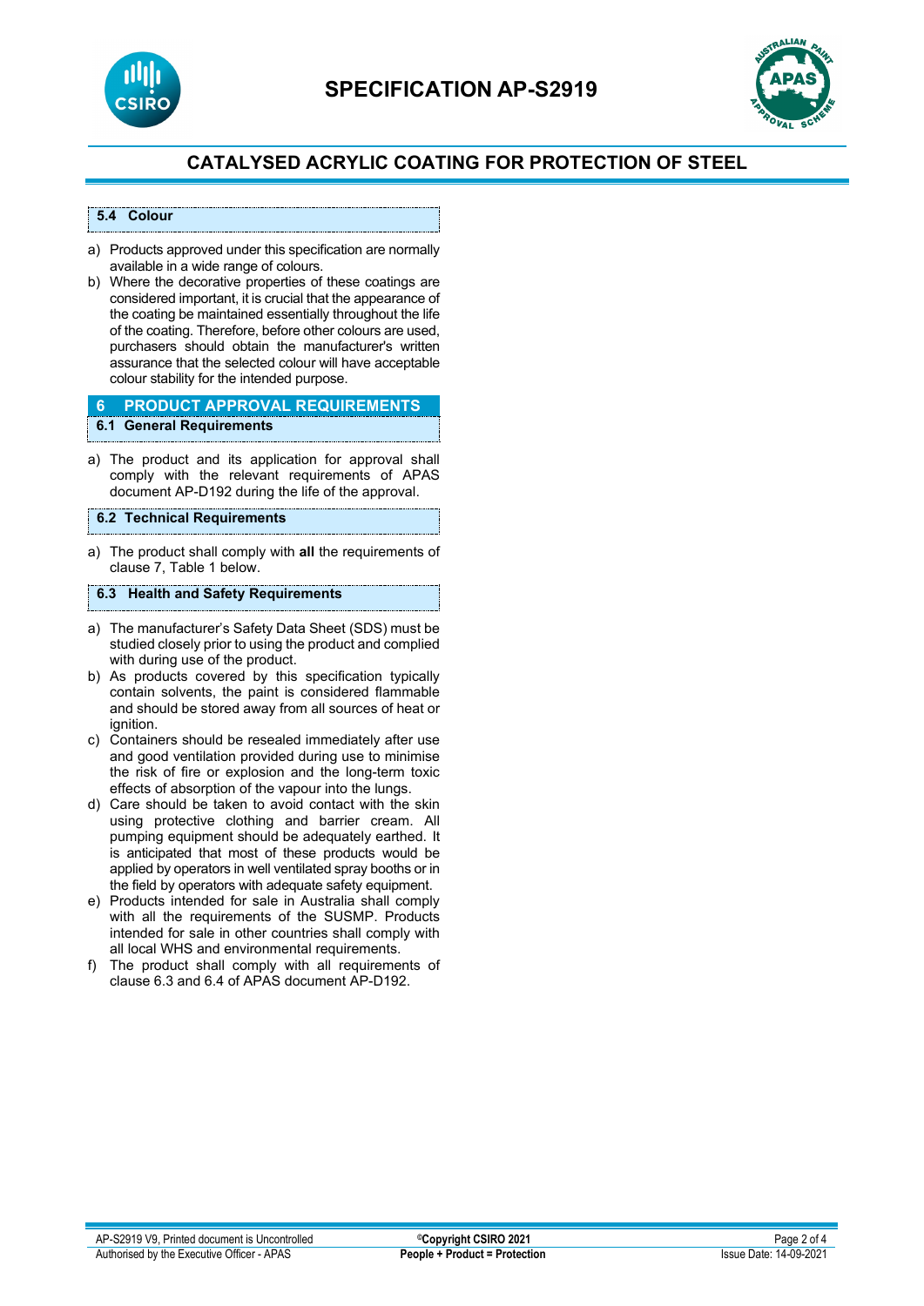### 5.4 Colour

a) Products approved under this specification are normally available in a wide range of colours.
b) Where the decorative properties of these coatings are considered important, it is crucial that the appearance of the coating be maintained essentially throughout the life of the coating. Therefore, before other colours are used, purchasers should obtain the manufacturer's written assurance that the selected colour will have acceptable colour stability for the intended purpose.

## 6 PRODUCT APPROVAL REQUIREMENTS

### 6.1 General Requirements

a) The product and its application for approval shall comply with the relevant requirements of APAS document AP-D192 during the life of the approval.

### 6.2 Technical Requirements

a) The product shall comply with **all** the requirements of clause 7, Table 1 below.

### 6.3 Health and Safety Requirements

a) The manufacturer's Safety Data Sheet (SDS) must be studied closely prior to using the product and complied with during use of the product.
b) As products covered by this specification typically contain solvents, the paint is considered flammable and should be stored away from all sources of heat or ignition.
c) Containers should be resealed immediately after use and good ventilation provided during use to minimise the risk of fire or explosion and the long-term toxic effects of absorption of the vapour into the lungs.
d) Care should be taken to avoid contact with the skin using protective clothing and barrier cream. All pumping equipment should be adequately earthed. It is anticipated that most of these products would be applied by operators in well ventilated spray booths or in the field by operators with adequate safety equipment.
e) Products intended for sale in Australia shall comply with all the requirements of the SUSMP. Products intended for sale in other countries shall comply with all local WHS and environmental requirements.
f) The product shall comply with all requirements of clause 6.3 and 6.4 of APAS document AP-D192.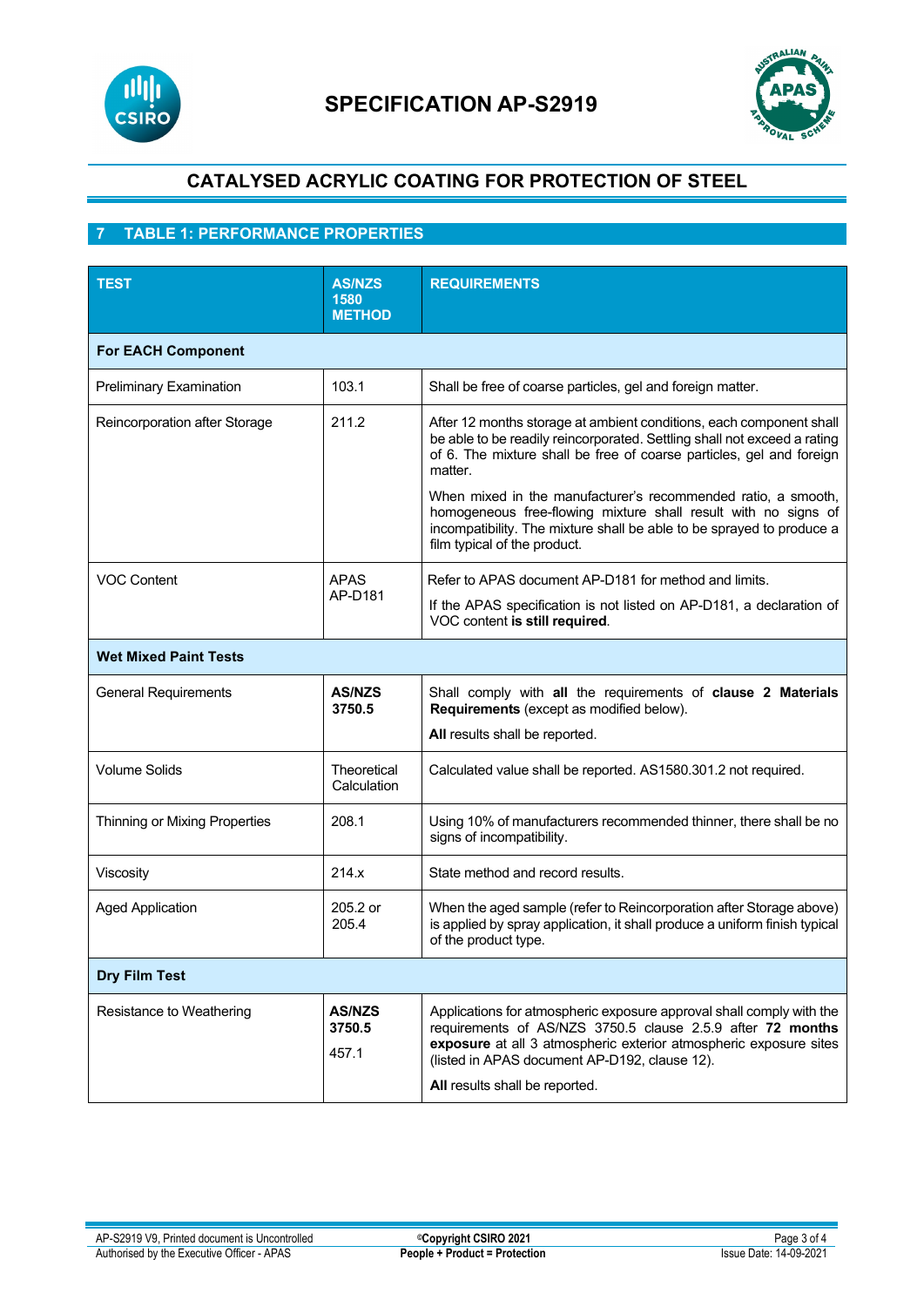# SPECIFICATION AP-S2919

## CATALYSED ACRYLIC COATING FOR PROTECTION OF STEEL

## 7 TABLE 1: PERFORMANCE PROPERTIES

| TEST | AS/NZS 1580 METHOD | REQUIREMENTS |
|---|---|---|
| **For EACH Component** | | |
| Preliminary Examination | 103.1 | Shall be free of coarse particles, gel and foreign matter. |
| Reincorporation after Storage | 211.2 | After 12 months storage at ambient conditions, each component shall be able to be readily reincorporated. Settling shall not exceed a rating of 6. The mixture shall be free of coarse particles, gel and foreign matter.<br><br>When mixed in the manufacturer's recommended ratio, a smooth, homogeneous free-flowing mixture shall result with no signs of incompatibility. The mixture shall be able to be sprayed to produce a film typical of the product. |
| VOC Content | APAS AP-D181 | Refer to APAS document AP-D181 for method and limits.<br><br>If the APAS specification is not listed on AP-D181, a declaration of VOC content **is still required**. |
| **Wet Mixed Paint Tests** | | |
| General Requirements | **AS/NZS 3750.5** | Shall comply with **all** the requirements of **clause 2 Materials Requirements** (except as modified below).<br><br>**All** results shall be reported. |
| Volume Solids | Theoretical Calculation | Calculated value shall be reported. AS1580.301.2 not required. |
| Thinning or Mixing Properties | 208.1 | Using 10% of manufacturers recommended thinner, there shall be no signs of incompatibility. |
| Viscosity | 214.x | State method and record results. |
| Aged Application | 205.2 or 205.4 | When the aged sample (refer to Reincorporation after Storage above) is applied by spray application, it shall produce a uniform finish typical of the product type. |
| **Dry Film Test** | | |
| Resistance to Weathering | **AS/NZS 3750.5**<br><br>457.1 | Applications for atmospheric exposure approval shall comply with the requirements of AS/NZS 3750.5 clause 2.5.9 after **72 months exposure** at all 3 atmospheric exterior atmospheric exposure sites (listed in APAS document AP-D192, clause 12).<br><br>**All** results shall be reported. |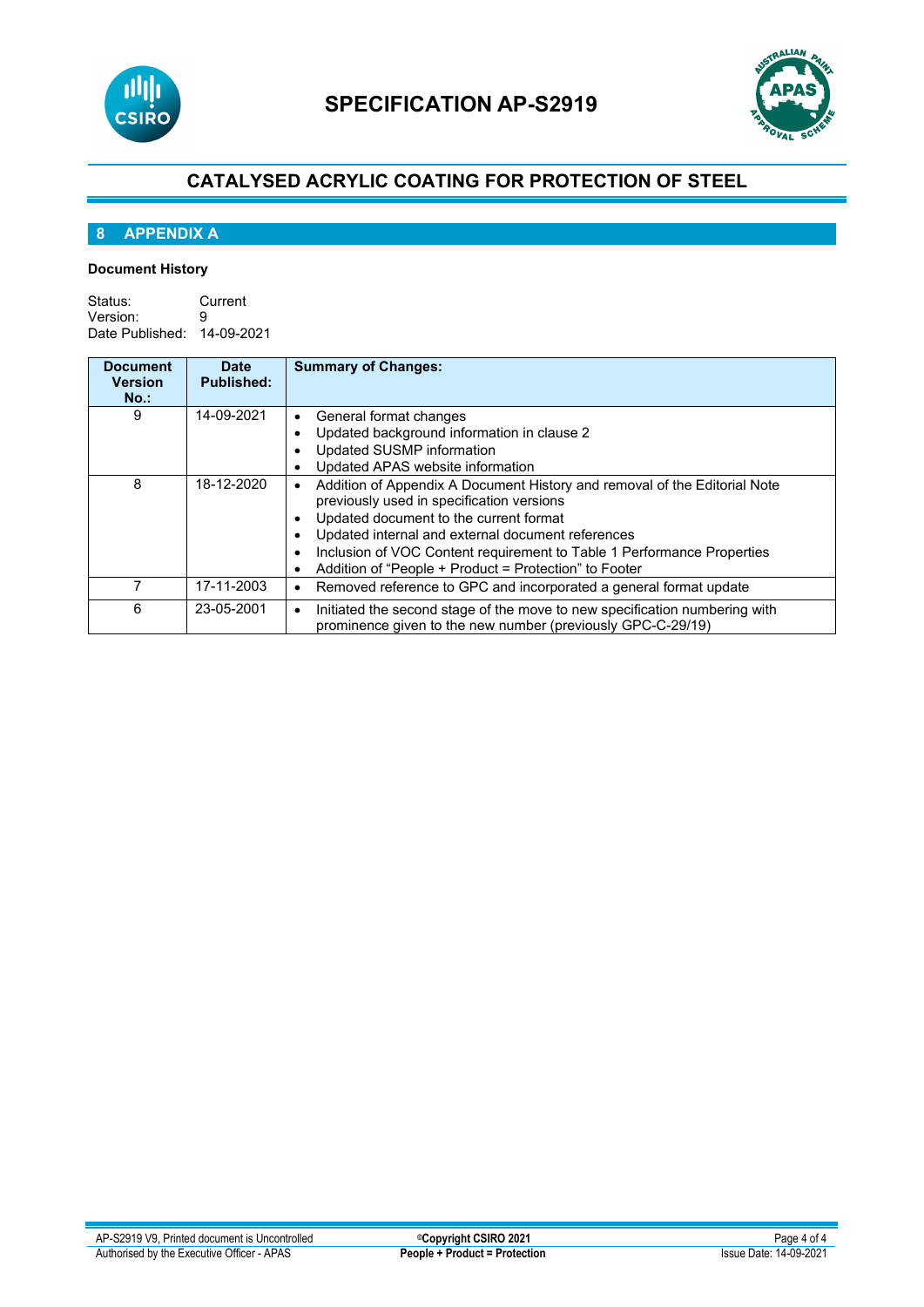## 8 APPENDIX A

**Document History**

Status: Current
Version: 9
Date Published: 14-09-2021

| Document Version No.: | Date Published: | Summary of Changes: |
|---|---|---|
| 9 | 14-09-2021 | • General format changes<br>• Updated background information in clause 2<br>• Updated SUSMP information<br>• Updated APAS website information |
| 8 | 18-12-2020 | • Addition of Appendix A Document History and removal of the Editorial Note previously used in specification versions<br>• Updated document to the current format<br>• Updated internal and external document references<br>• Inclusion of VOC Content requirement to Table 1 Performance Properties<br>• Addition of "People + Product = Protection" to Footer |
| 7 | 17-11-2003 | • Removed reference to GPC and incorporated a general format update |
| 6 | 23-05-2001 | • Initiated the second stage of the move to new specification numbering with prominence given to the new number (previously GPC-C-29/19) |